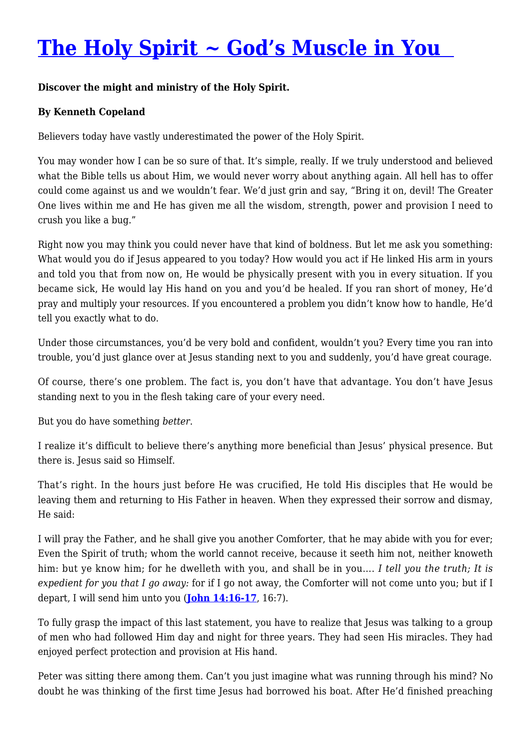# [The Holy Spirit ~ God's Muscle in You](#)

**Discover the might and ministry of the Holy Spirit.**

**By Kenneth Copeland**

Believers today have vastly underestimated the power of the Holy Spirit.

You may wonder how I can be so sure of that. It's simple, really. If we truly understood and believed what the Bible tells us about Him, we would never worry about anything again. All hell has to offer could come against us and we wouldn't fear. We'd just grin and say, "Bring it on, devil! The Greater One lives within me and He has given me all the wisdom, strength, power and provision I need to crush you like a bug."

Right now you may think you could never have that kind of boldness. But let me ask you something: What would you do if Jesus appeared to you today? How would you act if He linked His arm in yours and told you that from now on, He would be physically present with you in every situation. If you became sick, He would lay His hand on you and you'd be healed. If you ran short of money, He'd pray and multiply your resources. If you encountered a problem you didn't know how to handle, He'd tell you exactly what to do.

Under those circumstances, you'd be very bold and confident, wouldn't you? Every time you ran into trouble, you'd just glance over at Jesus standing next to you and suddenly, you'd have great courage.

Of course, there's one problem. The fact is, you don't have that advantage. You don't have Jesus standing next to you in the flesh taking care of your every need.

But you do have something *better*.

I realize it's difficult to believe there's anything more beneficial than Jesus' physical presence. But there is. Jesus said so Himself.

That's right. In the hours just before He was crucified, He told His disciples that He would be leaving them and returning to His Father in heaven. When they expressed their sorrow and dismay, He said:

I will pray the Father, and he shall give you another Comforter, that he may abide with you for ever; Even the Spirit of truth; whom the world cannot receive, because it seeth him not, neither knoweth him: but ye know him; for he dwelleth with you, and shall be in you.... *I tell you the truth; It is expedient for you that I go away:* for if I go not away, the Comforter will not come unto you; but if I depart, I will send him unto you (**[John 14:16-17](#)**, 16:7).

To fully grasp the impact of this last statement, you have to realize that Jesus was talking to a group of men who had followed Him day and night for three years. They had seen His miracles. They had enjoyed perfect protection and provision at His hand.

Peter was sitting there among them. Can't you just imagine what was running through his mind? No doubt he was thinking of the first time Jesus had borrowed his boat. After He'd finished preaching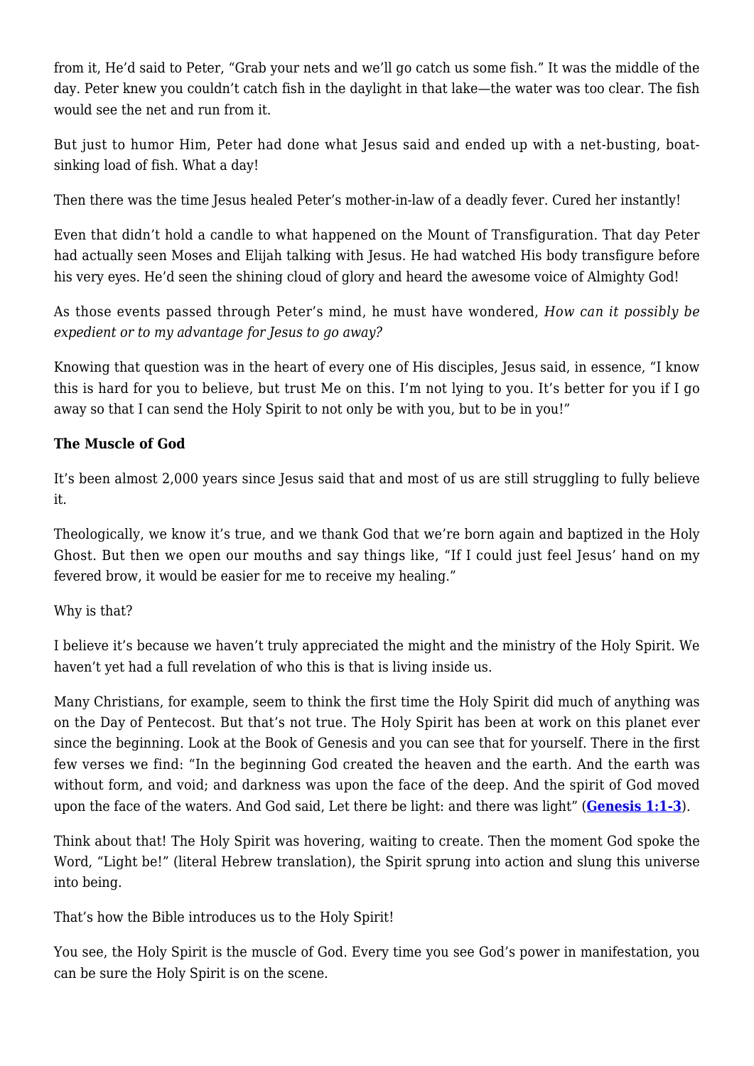from it, He'd said to Peter, "Grab your nets and we'll go catch us some fish." It was the middle of the day. Peter knew you couldn't catch fish in the daylight in that lake—the water was too clear. The fish would see the net and run from it.

But just to humor Him, Peter had done what Jesus said and ended up with a net-busting, boat-sinking load of fish. What a day!

Then there was the time Jesus healed Peter's mother-in-law of a deadly fever. Cured her instantly!

Even that didn't hold a candle to what happened on the Mount of Transfiguration. That day Peter had actually seen Moses and Elijah talking with Jesus. He had watched His body transfigure before his very eyes. He'd seen the shining cloud of glory and heard the awesome voice of Almighty God!

As those events passed through Peter's mind, he must have wondered, *How can it possibly be expedient or to my advantage for Jesus to go away?*

Knowing that question was in the heart of every one of His disciples, Jesus said, in essence, "I know this is hard for you to believe, but trust Me on this. I'm not lying to you. It's better for you if I go away so that I can send the Holy Spirit to not only be with you, but to be in you!"

**The Muscle of God**

It's been almost 2,000 years since Jesus said that and most of us are still struggling to fully believe it.

Theologically, we know it's true, and we thank God that we're born again and baptized in the Holy Ghost. But then we open our mouths and say things like, "If I could just feel Jesus' hand on my fevered brow, it would be easier for me to receive my healing."

Why is that?

I believe it's because we haven't truly appreciated the might and the ministry of the Holy Spirit. We haven't yet had a full revelation of who this is that is living inside us.

Many Christians, for example, seem to think the first time the Holy Spirit did much of anything was on the Day of Pentecost. But that's not true. The Holy Spirit has been at work on this planet ever since the beginning. Look at the Book of Genesis and you can see that for yourself. There in the first few verses we find: "In the beginning God created the heaven and the earth. And the earth was without form, and void; and darkness was upon the face of the deep. And the spirit of God moved upon the face of the waters. And God said, Let there be light: and there was light" (**Genesis 1:1-3**).

Think about that! The Holy Spirit was hovering, waiting to create. Then the moment God spoke the Word, "Light be!" (literal Hebrew translation), the Spirit sprung into action and slung this universe into being.

That's how the Bible introduces us to the Holy Spirit!

You see, the Holy Spirit is the muscle of God. Every time you see God's power in manifestation, you can be sure the Holy Spirit is on the scene.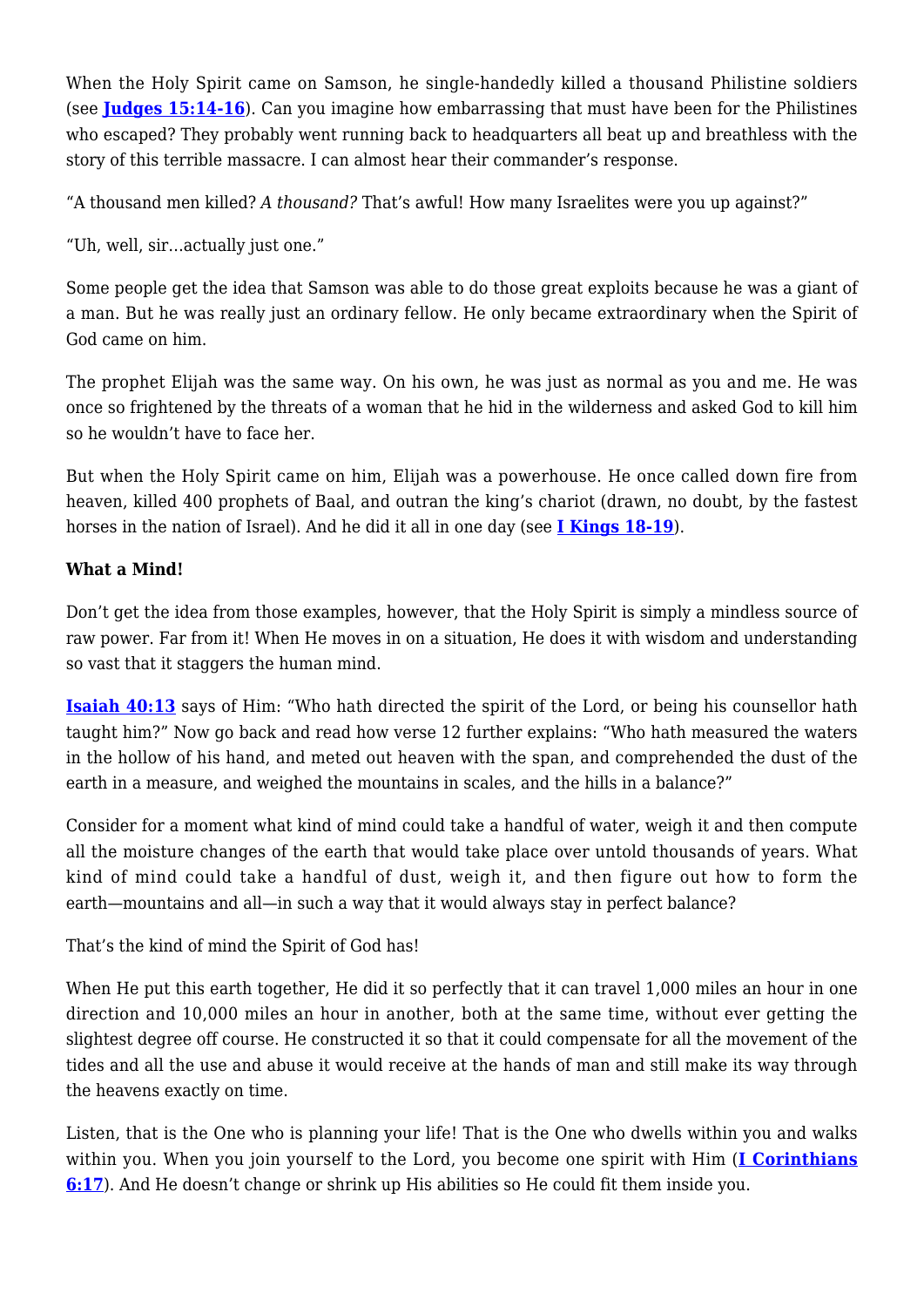When the Holy Spirit came on Samson, he single-handedly killed a thousand Philistine soldiers (see **Judges 15:14-16**). Can you imagine how embarrassing that must have been for the Philistines who escaped? They probably went running back to headquarters all beat up and breathless with the story of this terrible massacre. I can almost hear their commander's response.

"A thousand men killed? *A thousand?* That's awful! How many Israelites were you up against?"

"Uh, well, sir…actually just one."

Some people get the idea that Samson was able to do those great exploits because he was a giant of a man. But he was really just an ordinary fellow. He only became extraordinary when the Spirit of God came on him.

The prophet Elijah was the same way. On his own, he was just as normal as you and me. He was once so frightened by the threats of a woman that he hid in the wilderness and asked God to kill him so he wouldn't have to face her.

But when the Holy Spirit came on him, Elijah was a powerhouse. He once called down fire from heaven, killed 400 prophets of Baal, and outran the king's chariot (drawn, no doubt, by the fastest horses in the nation of Israel). And he did it all in one day (see **I Kings 18-19**).

**What a Mind!**

Don't get the idea from those examples, however, that the Holy Spirit is simply a mindless source of raw power. Far from it! When He moves in on a situation, He does it with wisdom and understanding so vast that it staggers the human mind.

**Isaiah 40:13** says of Him: "Who hath directed the spirit of the Lord, or being his counsellor hath taught him?" Now go back and read how verse 12 further explains: "Who hath measured the waters in the hollow of his hand, and meted out heaven with the span, and comprehended the dust of the earth in a measure, and weighed the mountains in scales, and the hills in a balance?"

Consider for a moment what kind of mind could take a handful of water, weigh it and then compute all the moisture changes of the earth that would take place over untold thousands of years. What kind of mind could take a handful of dust, weigh it, and then figure out how to form the earth—mountains and all—in such a way that it would always stay in perfect balance?

That's the kind of mind the Spirit of God has!

When He put this earth together, He did it so perfectly that it can travel 1,000 miles an hour in one direction and 10,000 miles an hour in another, both at the same time, without ever getting the slightest degree off course. He constructed it so that it could compensate for all the movement of the tides and all the use and abuse it would receive at the hands of man and still make its way through the heavens exactly on time.

Listen, that is the One who is planning your life! That is the One who dwells within you and walks within you. When you join yourself to the Lord, you become one spirit with Him (**I Corinthians 6:17**). And He doesn't change or shrink up His abilities so He could fit them inside you.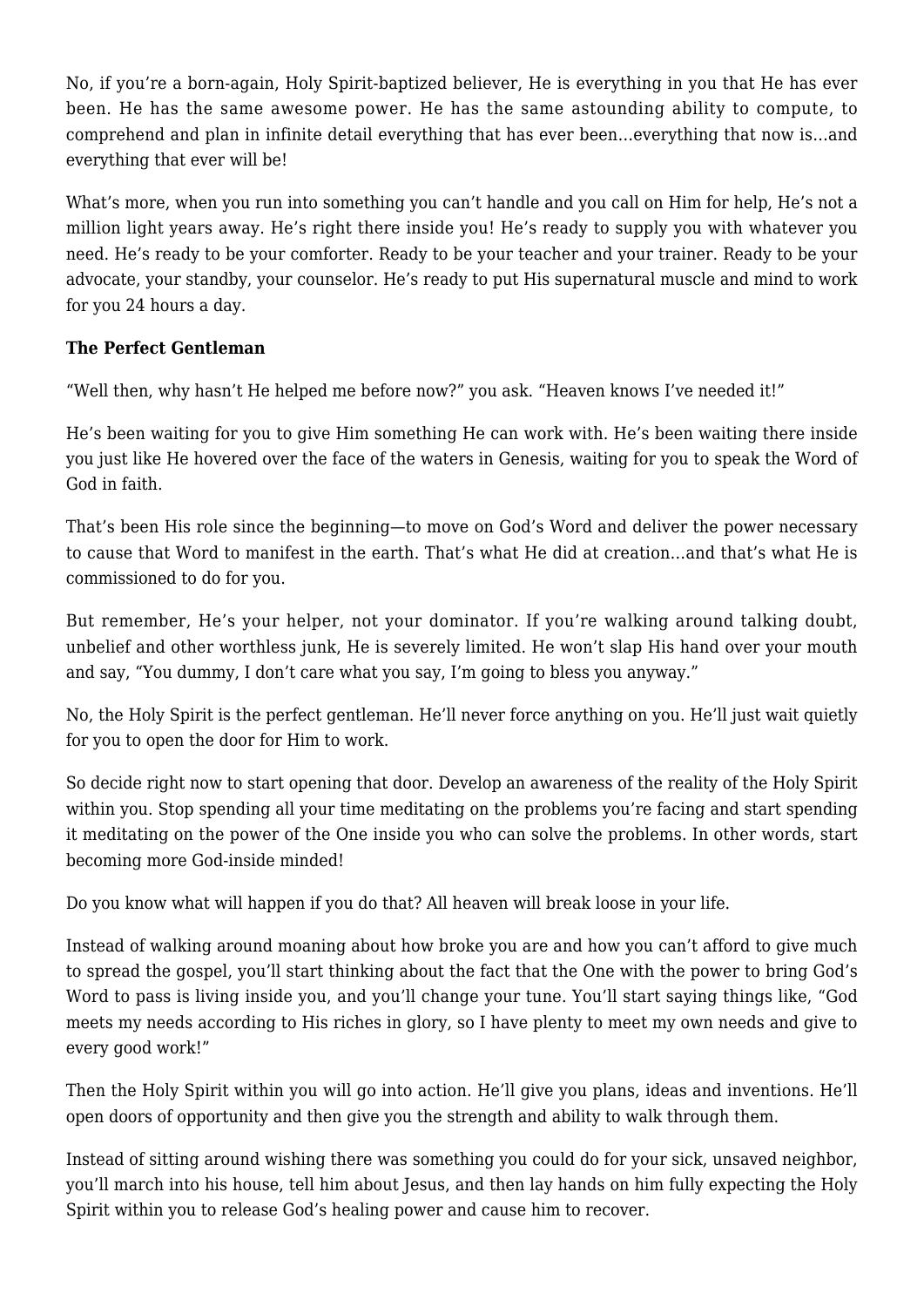No, if you're a born-again, Holy Spirit-baptized believer, He is everything in you that He has ever been. He has the same awesome power. He has the same astounding ability to compute, to comprehend and plan in infinite detail everything that has ever been…everything that now is…and everything that ever will be!

What's more, when you run into something you can't handle and you call on Him for help, He's not a million light years away. He's right there inside you! He's ready to supply you with whatever you need. He's ready to be your comforter. Ready to be your teacher and your trainer. Ready to be your advocate, your standby, your counselor. He's ready to put His supernatural muscle and mind to work for you 24 hours a day.

**The Perfect Gentleman**

"Well then, why hasn't He helped me before now?" you ask. "Heaven knows I've needed it!"

He's been waiting for you to give Him something He can work with. He's been waiting there inside you just like He hovered over the face of the waters in Genesis, waiting for you to speak the Word of God in faith.

That's been His role since the beginning—to move on God's Word and deliver the power necessary to cause that Word to manifest in the earth. That's what He did at creation…and that's what He is commissioned to do for you.

But remember, He's your helper, not your dominator. If you're walking around talking doubt, unbelief and other worthless junk, He is severely limited. He won't slap His hand over your mouth and say, "You dummy, I don't care what you say, I'm going to bless you anyway."

No, the Holy Spirit is the perfect gentleman. He'll never force anything on you. He'll just wait quietly for you to open the door for Him to work.

So decide right now to start opening that door. Develop an awareness of the reality of the Holy Spirit within you. Stop spending all your time meditating on the problems you're facing and start spending it meditating on the power of the One inside you who can solve the problems. In other words, start becoming more God-inside minded!

Do you know what will happen if you do that? All heaven will break loose in your life.

Instead of walking around moaning about how broke you are and how you can't afford to give much to spread the gospel, you'll start thinking about the fact that the One with the power to bring God's Word to pass is living inside you, and you'll change your tune. You'll start saying things like, "God meets my needs according to His riches in glory, so I have plenty to meet my own needs and give to every good work!"

Then the Holy Spirit within you will go into action. He'll give you plans, ideas and inventions. He'll open doors of opportunity and then give you the strength and ability to walk through them.

Instead of sitting around wishing there was something you could do for your sick, unsaved neighbor, you'll march into his house, tell him about Jesus, and then lay hands on him fully expecting the Holy Spirit within you to release God's healing power and cause him to recover.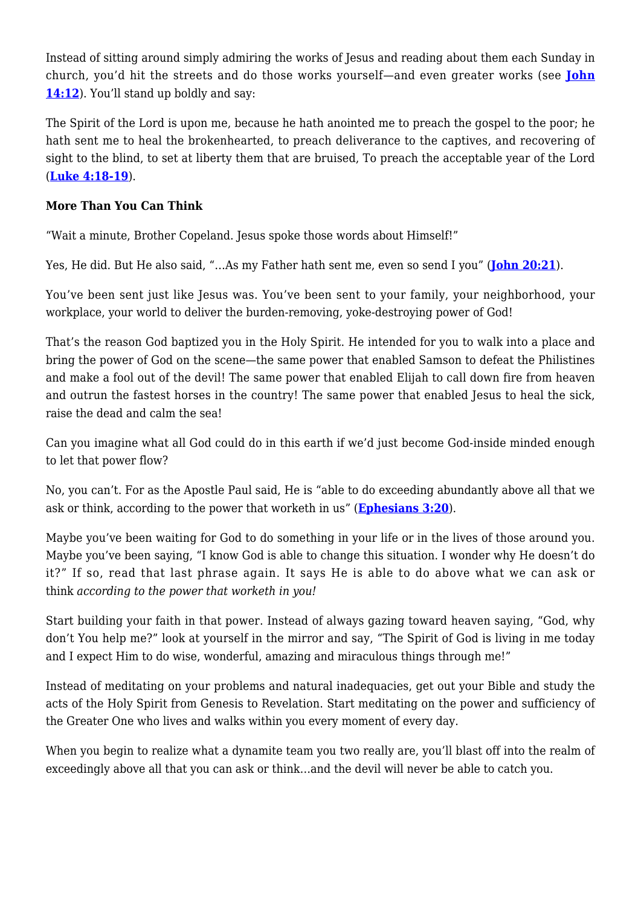Instead of sitting around simply admiring the works of Jesus and reading about them each Sunday in church, you'd hit the streets and do those works yourself—and even greater works (see **John 14:12**). You'll stand up boldly and say:

The Spirit of the Lord is upon me, because he hath anointed me to preach the gospel to the poor; he hath sent me to heal the brokenhearted, to preach deliverance to the captives, and recovering of sight to the blind, to set at liberty them that are bruised, To preach the acceptable year of the Lord (**Luke 4:18-19**).

**More Than You Can Think**

"Wait a minute, Brother Copeland. Jesus spoke those words about Himself!"

Yes, He did. But He also said, "…As my Father hath sent me, even so send I you" (**John 20:21**).

You've been sent just like Jesus was. You've been sent to your family, your neighborhood, your workplace, your world to deliver the burden-removing, yoke-destroying power of God!

That's the reason God baptized you in the Holy Spirit. He intended for you to walk into a place and bring the power of God on the scene—the same power that enabled Samson to defeat the Philistines and make a fool out of the devil! The same power that enabled Elijah to call down fire from heaven and outrun the fastest horses in the country! The same power that enabled Jesus to heal the sick, raise the dead and calm the sea!

Can you imagine what all God could do in this earth if we'd just become God-inside minded enough to let that power flow?

No, you can't. For as the Apostle Paul said, He is "able to do exceeding abundantly above all that we ask or think, according to the power that worketh in us" (**Ephesians 3:20**).

Maybe you've been waiting for God to do something in your life or in the lives of those around you. Maybe you've been saying, "I know God is able to change this situation. I wonder why He doesn't do it?" If so, read that last phrase again. It says He is able to do above what we can ask or think *according to the power that worketh in you!*

Start building your faith in that power. Instead of always gazing toward heaven saying, "God, why don't You help me?" look at yourself in the mirror and say, "The Spirit of God is living in me today and I expect Him to do wise, wonderful, amazing and miraculous things through me!"

Instead of meditating on your problems and natural inadequacies, get out your Bible and study the acts of the Holy Spirit from Genesis to Revelation. Start meditating on the power and sufficiency of the Greater One who lives and walks within you every moment of every day.

When you begin to realize what a dynamite team you two really are, you'll blast off into the realm of exceedingly above all that you can ask or think…and the devil will never be able to catch you.